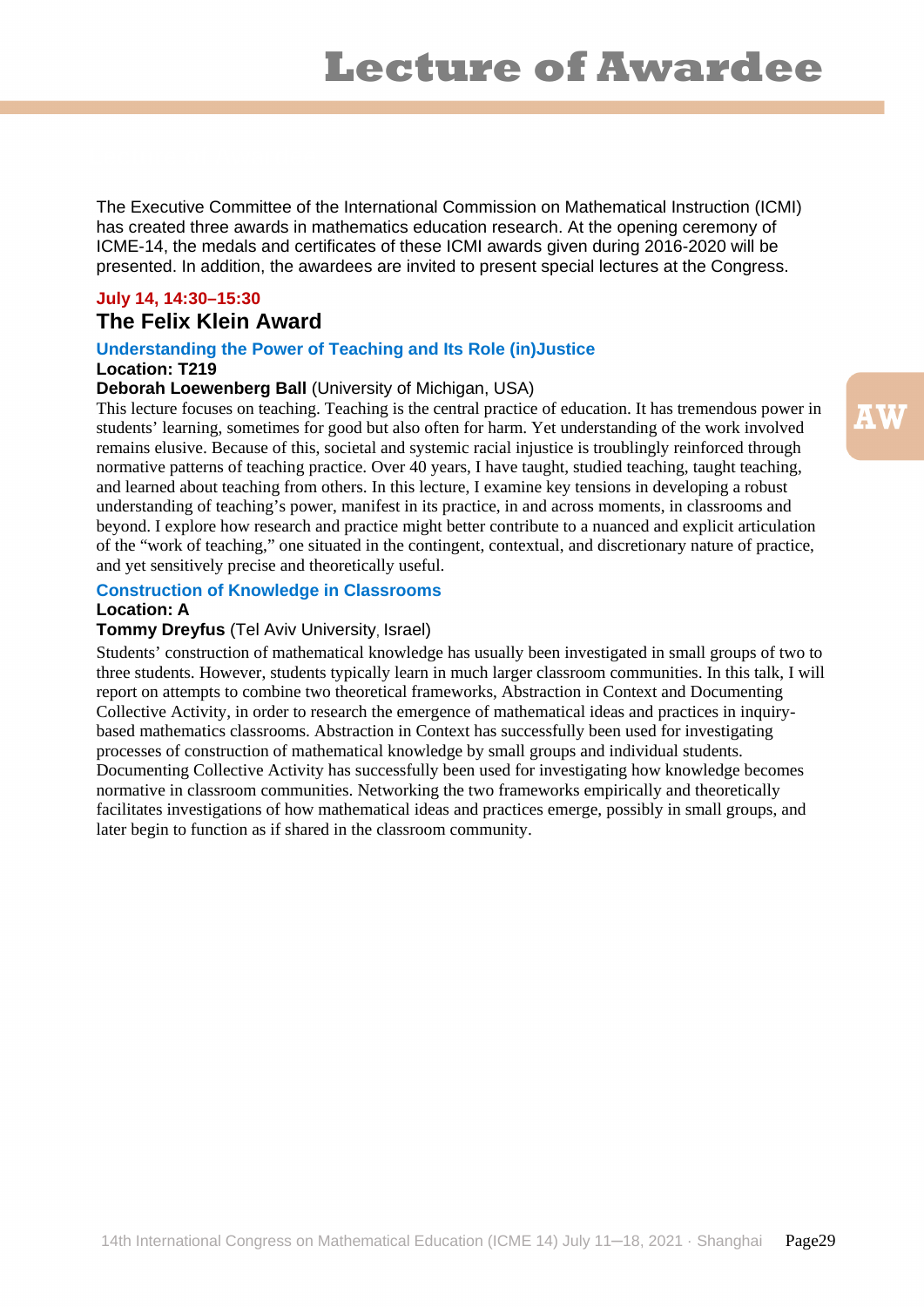# Lecture of Awardee

The Executive Committee of the International Commission on Mathematical Instruction (ICMI) has created three awards in mathematics education research. At the opening ceremony of ICME-14, the medals and certificates of these ICMI awards given during 2016-2020 will be presented. In addition, the awardees are invited to present special lectures at the Congress.

**July 14, 14:30–15:30**

## The Felix Klein Award

### Understanding the Power of Teaching and Its Role (in)Justice

**Location: T219**

**Deborah Loewenberg Ball** (University of Michigan, USA)

This lecture focuses on teaching. Teaching is the central practice of education. It has tremendous power in students' learning, sometimes for good but also often for harm. Yet understanding of the work involved remains elusive. Because of this, societal and systemic racial injustice is troublingly reinforced through normative patterns of teaching practice. Over 40 years, I have taught, studied teaching, taught teaching, and learned about teaching from others. In this lecture, I examine key tensions in developing a robust understanding of teaching's power, manifest in its practice, in and across moments, in classrooms and beyond. I explore how research and practice might better contribute to a nuanced and explicit articulation of the "work of teaching," one situated in the contingent, contextual, and discretionary nature of practice, and yet sensitively precise and theoretically useful.

### Construction of Knowledge in Classrooms

**Location: A**

**Tommy Dreyfus** (Tel Aviv University, Israel)

Students' construction of mathematical knowledge has usually been investigated in small groups of two to three students. However, students typically learn in much larger classroom communities. In this talk, I will report on attempts to combine two theoretical frameworks, Abstraction in Context and Documenting Collective Activity, in order to research the emergence of mathematical ideas and practices in inquiry-based mathematics classrooms. Abstraction in Context has successfully been used for investigating processes of construction of mathematical knowledge by small groups and individual students. Documenting Collective Activity has successfully been used for investigating how knowledge becomes normative in classroom communities. Networking the two frameworks empirically and theoretically facilitates investigations of how mathematical ideas and practices emerge, possibly in small groups, and later begin to function as if shared in the classroom community.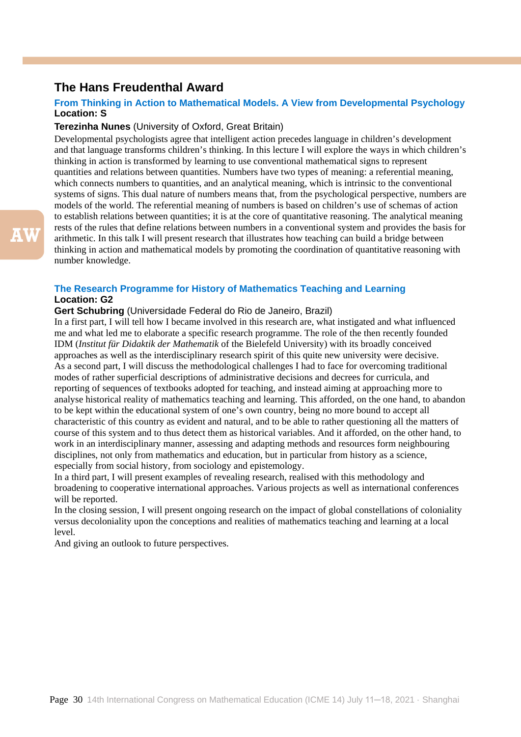## The Hans Freudenthal Award

### From Thinking in Action to Mathematical Models. A View from Developmental Psychology

**Location: S**

**Terezinha Nunes** (University of Oxford, Great Britain)

Developmental psychologists agree that intelligent action precedes language in children's development and that language transforms children's thinking. In this lecture I will explore the ways in which children's thinking in action is transformed by learning to use conventional mathematical signs to represent quantities and relations between quantities. Numbers have two types of meaning: a referential meaning, which connects numbers to quantities, and an analytical meaning, which is intrinsic to the conventional systems of signs. This dual nature of numbers means that, from the psychological perspective, numbers are models of the world. The referential meaning of numbers is based on children's use of schemas of action to establish relations between quantities; it is at the core of quantitative reasoning. The analytical meaning rests of the rules that define relations between numbers in a conventional system and provides the basis for arithmetic. In this talk I will present research that illustrates how teaching can build a bridge between thinking in action and mathematical models by promoting the coordination of quantitative reasoning with number knowledge.

### The Research Programme for History of Mathematics Teaching and Learning

**Location: G2**

**Gert Schubring** (Universidade Federal do Rio de Janeiro, Brazil)

In a first part, I will tell how I became involved in this research are, what instigated and what influenced me and what led me to elaborate a specific research programme. The role of the then recently founded IDM (*Institut für Didaktik der Mathematik* of the Bielefeld University) with its broadly conceived approaches as well as the interdisciplinary research spirit of this quite new university were decisive.

As a second part, I will discuss the methodological challenges I had to face for overcoming traditional modes of rather superficial descriptions of administrative decisions and decrees for curricula, and reporting of sequences of textbooks adopted for teaching, and instead aiming at approaching more to analyse historical reality of mathematics teaching and learning. This afforded, on the one hand, to abandon to be kept within the educational system of one's own country, being no more bound to accept all characteristic of this country as evident and natural, and to be able to rather questioning all the matters of course of this system and to thus detect them as historical variables. And it afforded, on the other hand, to work in an interdisciplinary manner, assessing and adapting methods and resources form neighbouring disciplines, not only from mathematics and education, but in particular from history as a science, especially from social history, from sociology and epistemology.

In a third part, I will present examples of revealing research, realised with this methodology and broadening to cooperative international approaches. Various projects as well as international conferences will be reported.

In the closing session, I will present ongoing research on the impact of global constellations of coloniality versus decoloniality upon the conceptions and realities of mathematics teaching and learning at a local level.

And giving an outlook to future perspectives.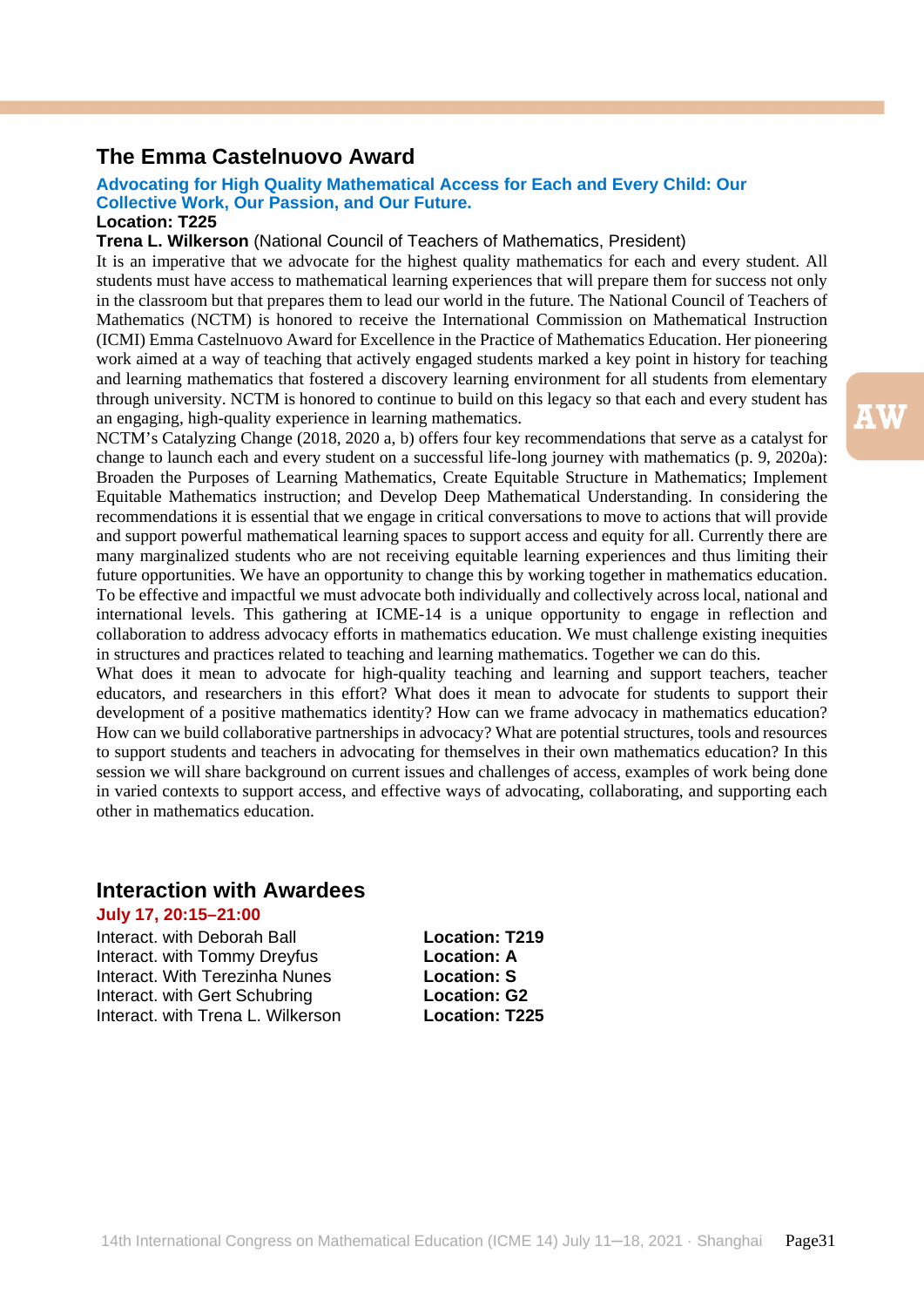## The Emma Castelnuovo Award

**Advocating for High Quality Mathematical Access for Each and Every Child: Our Collective Work, Our Passion, and Our Future.**

**Location: T225**

**Trena L. Wilkerson** (National Council of Teachers of Mathematics, President)

It is an imperative that we advocate for the highest quality mathematics for each and every student. All students must have access to mathematical learning experiences that will prepare them for success not only in the classroom but that prepares them to lead our world in the future. The National Council of Teachers of Mathematics (NCTM) is honored to receive the International Commission on Mathematical Instruction (ICMI) Emma Castelnuovo Award for Excellence in the Practice of Mathematics Education. Her pioneering work aimed at a way of teaching that actively engaged students marked a key point in history for teaching and learning mathematics that fostered a discovery learning environment for all students from elementary through university. NCTM is honored to continue to build on this legacy so that each and every student has an engaging, high-quality experience in learning mathematics.

NCTM's Catalyzing Change (2018, 2020 a, b) offers four key recommendations that serve as a catalyst for change to launch each and every student on a successful life-long journey with mathematics (p. 9, 2020a): Broaden the Purposes of Learning Mathematics, Create Equitable Structure in Mathematics; Implement Equitable Mathematics instruction; and Develop Deep Mathematical Understanding. In considering the recommendations it is essential that we engage in critical conversations to move to actions that will provide and support powerful mathematical learning spaces to support access and equity for all. Currently there are many marginalized students who are not receiving equitable learning experiences and thus limiting their future opportunities. We have an opportunity to change this by working together in mathematics education. To be effective and impactful we must advocate both individually and collectively across local, national and international levels. This gathering at ICME-14 is a unique opportunity to engage in reflection and collaboration to address advocacy efforts in mathematics education. We must challenge existing inequities in structures and practices related to teaching and learning mathematics. Together we can do this.

What does it mean to advocate for high-quality teaching and learning and support teachers, teacher educators, and researchers in this effort? What does it mean to advocate for students to support their development of a positive mathematics identity? How can we frame advocacy in mathematics education? How can we build collaborative partnerships in advocacy? What are potential structures, tools and resources to support students and teachers in advocating for themselves in their own mathematics education? In this session we will share background on current issues and challenges of access, examples of work being done in varied contexts to support access, and effective ways of advocating, collaborating, and supporting each other in mathematics education.

## Interaction with Awardees

**July 17, 20:15–21:00**

| | |
|---|---|
| Interact. with Deborah Ball | **Location: T219** |
| Interact. with Tommy Dreyfus | **Location: A** |
| Interact. With Terezinha Nunes | **Location: S** |
| Interact. with Gert Schubring | **Location: G2** |
| Interact. with Trena L. Wilkerson | **Location: T225** |